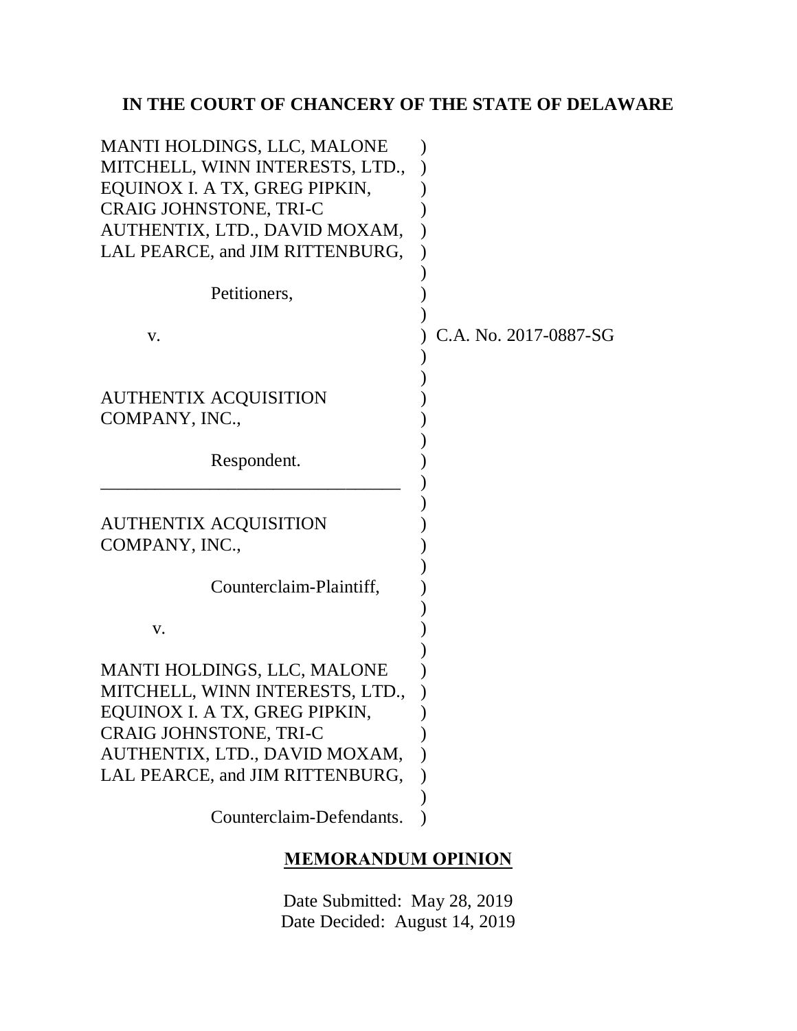**IN THE COURT OF CHANCERY OF THE STATE OF DELAWARE**

MANTI HOLDINGS, LLC, MALONE MITCHELL, WINN INTERESTS, LTD., EQUINOX I. A TX, GREG PIPKIN, CRAIG JOHNSTONE, TRI-C AUTHENTIX, LTD., DAVID MOXAM, LAL PEARCE, and JIM RITTENBURG,

Petitioners,

v.

AUTHENTIX ACQUISITION COMPANY, INC.,

Respondent.

---

AUTHENTIX ACQUISITION COMPANY, INC.,

Counterclaim-Plaintiff,

v.

MANTI HOLDINGS, LLC, MALONE MITCHELL, WINN INTERESTS, LTD., EQUINOX I. A TX, GREG PIPKIN, CRAIG JOHNSTONE, TRI-C AUTHENTIX, LTD., DAVID MOXAM, LAL PEARCE, and JIM RITTENBURG,

Counterclaim-Defendants.

C.A. No. 2017-0887-SG

**MEMORANDUM OPINION**

Date Submitted: May 28, 2019
Date Decided: August 14, 2019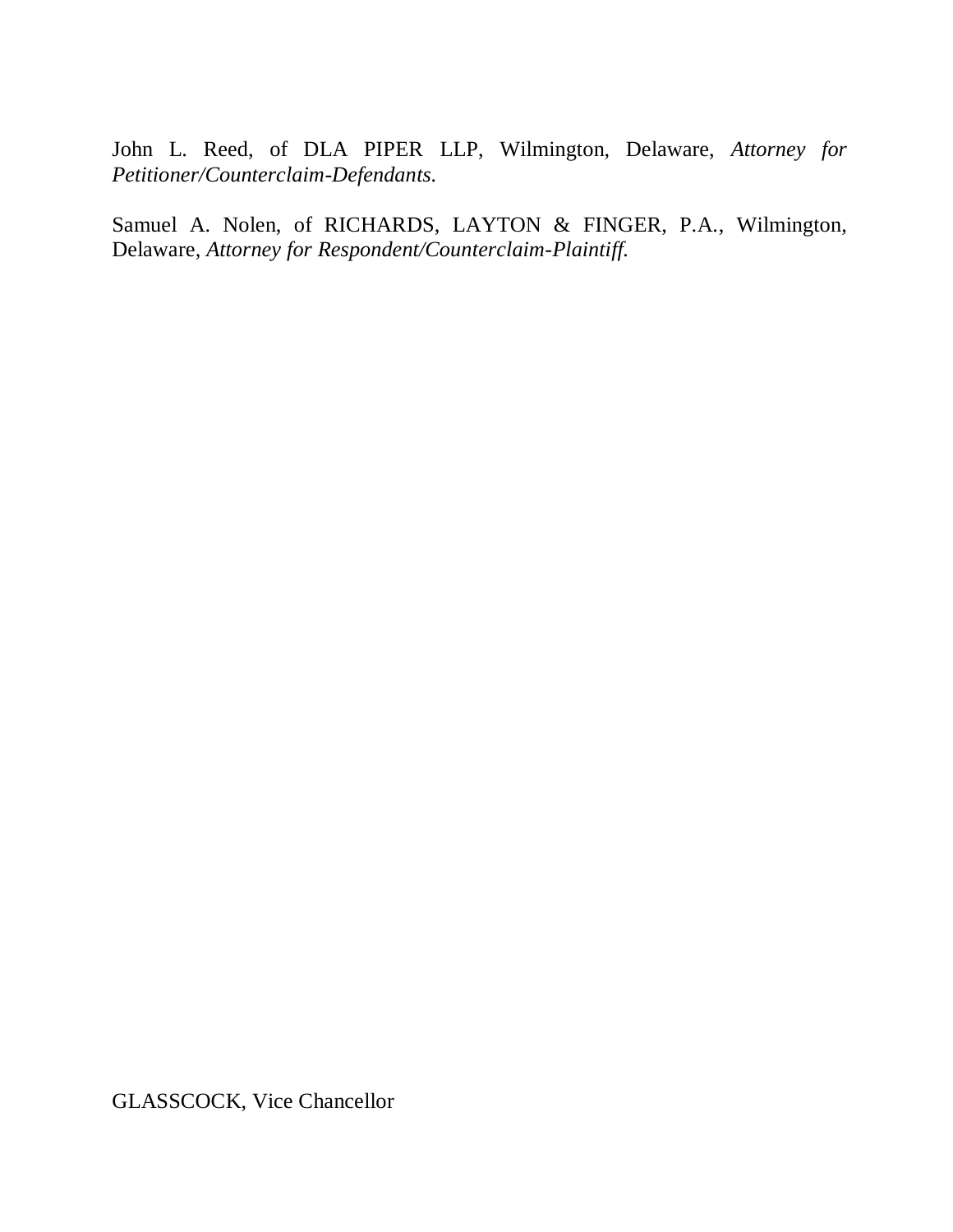John L. Reed, of DLA PIPER LLP, Wilmington, Delaware, *Attorney for Petitioner/Counterclaim-Defendants.*

Samuel A. Nolen, of RICHARDS, LAYTON & FINGER, P.A., Wilmington, Delaware, *Attorney for Respondent/Counterclaim-Plaintiff.*

GLASSCOCK, Vice Chancellor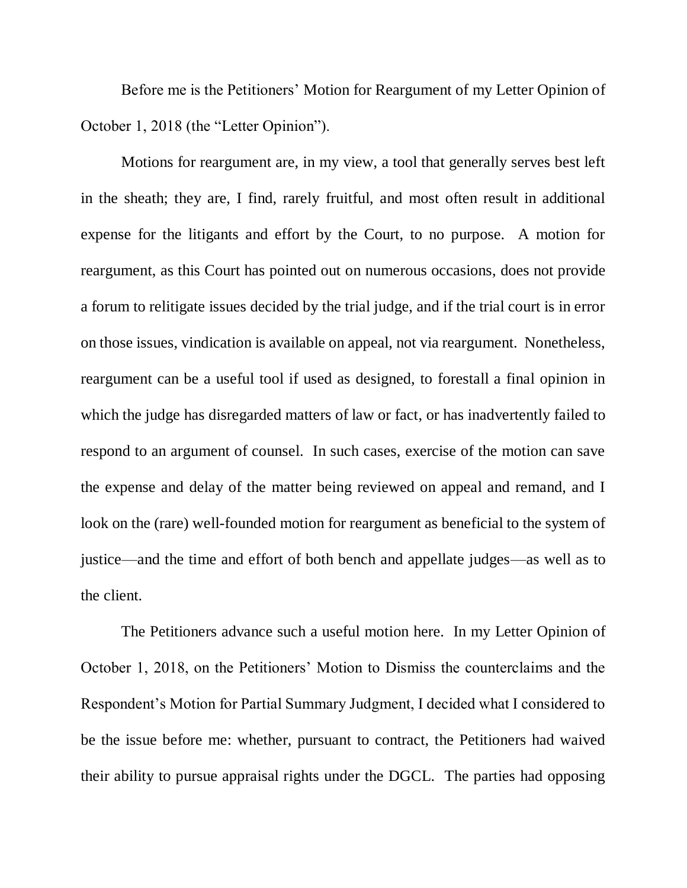Before me is the Petitioners' Motion for Reargument of my Letter Opinion of October 1, 2018 (the "Letter Opinion").

Motions for reargument are, in my view, a tool that generally serves best left in the sheath; they are, I find, rarely fruitful, and most often result in additional expense for the litigants and effort by the Court, to no purpose. A motion for reargument, as this Court has pointed out on numerous occasions, does not provide a forum to relitigate issues decided by the trial judge, and if the trial court is in error on those issues, vindication is available on appeal, not via reargument. Nonetheless, reargument can be a useful tool if used as designed, to forestall a final opinion in which the judge has disregarded matters of law or fact, or has inadvertently failed to respond to an argument of counsel. In such cases, exercise of the motion can save the expense and delay of the matter being reviewed on appeal and remand, and I look on the (rare) well-founded motion for reargument as beneficial to the system of justice—and the time and effort of both bench and appellate judges—as well as to the client.

The Petitioners advance such a useful motion here. In my Letter Opinion of October 1, 2018, on the Petitioners' Motion to Dismiss the counterclaims and the Respondent's Motion for Partial Summary Judgment, I decided what I considered to be the issue before me: whether, pursuant to contract, the Petitioners had waived their ability to pursue appraisal rights under the DGCL. The parties had opposing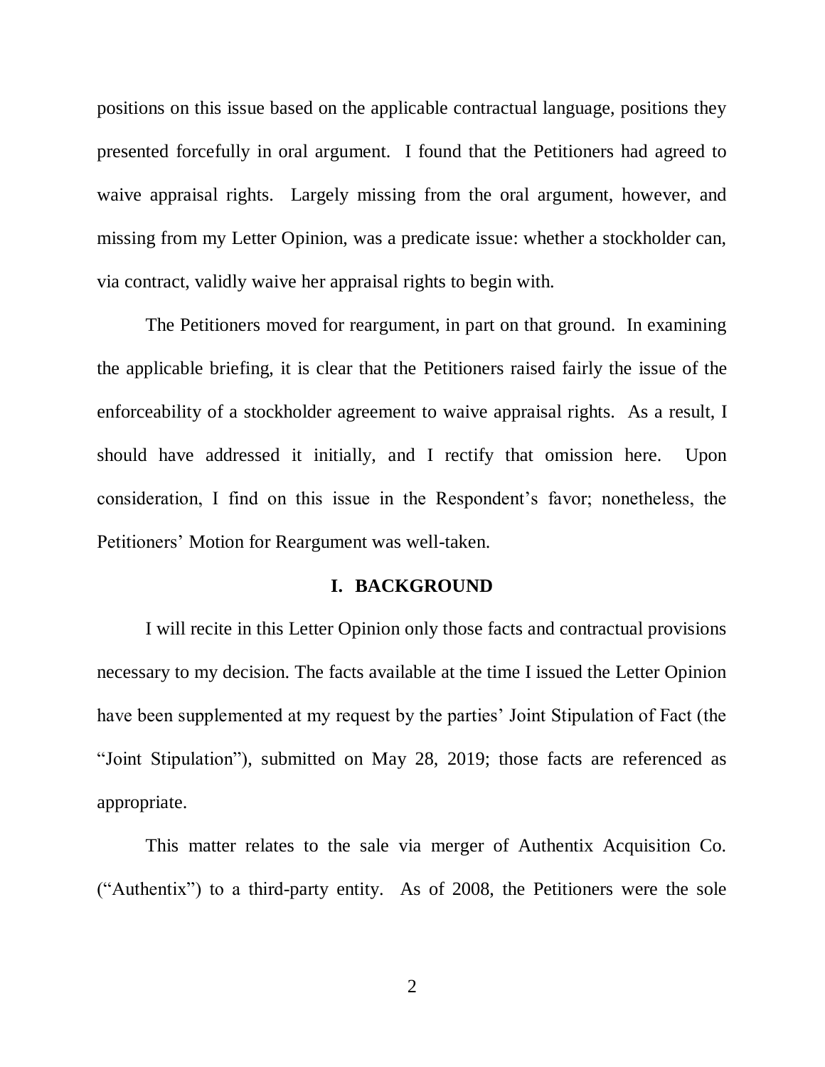positions on this issue based on the applicable contractual language, positions they presented forcefully in oral argument. I found that the Petitioners had agreed to waive appraisal rights. Largely missing from the oral argument, however, and missing from my Letter Opinion, was a predicate issue: whether a stockholder can, via contract, validly waive her appraisal rights to begin with.

The Petitioners moved for reargument, in part on that ground. In examining the applicable briefing, it is clear that the Petitioners raised fairly the issue of the enforceability of a stockholder agreement to waive appraisal rights. As a result, I should have addressed it initially, and I rectify that omission here. Upon consideration, I find on this issue in the Respondent's favor; nonetheless, the Petitioners' Motion for Reargument was well-taken.

## I. BACKGROUND

I will recite in this Letter Opinion only those facts and contractual provisions necessary to my decision. The facts available at the time I issued the Letter Opinion have been supplemented at my request by the parties' Joint Stipulation of Fact (the "Joint Stipulation"), submitted on May 28, 2019; those facts are referenced as appropriate.

This matter relates to the sale via merger of Authentix Acquisition Co. ("Authentix") to a third-party entity. As of 2008, the Petitioners were the sole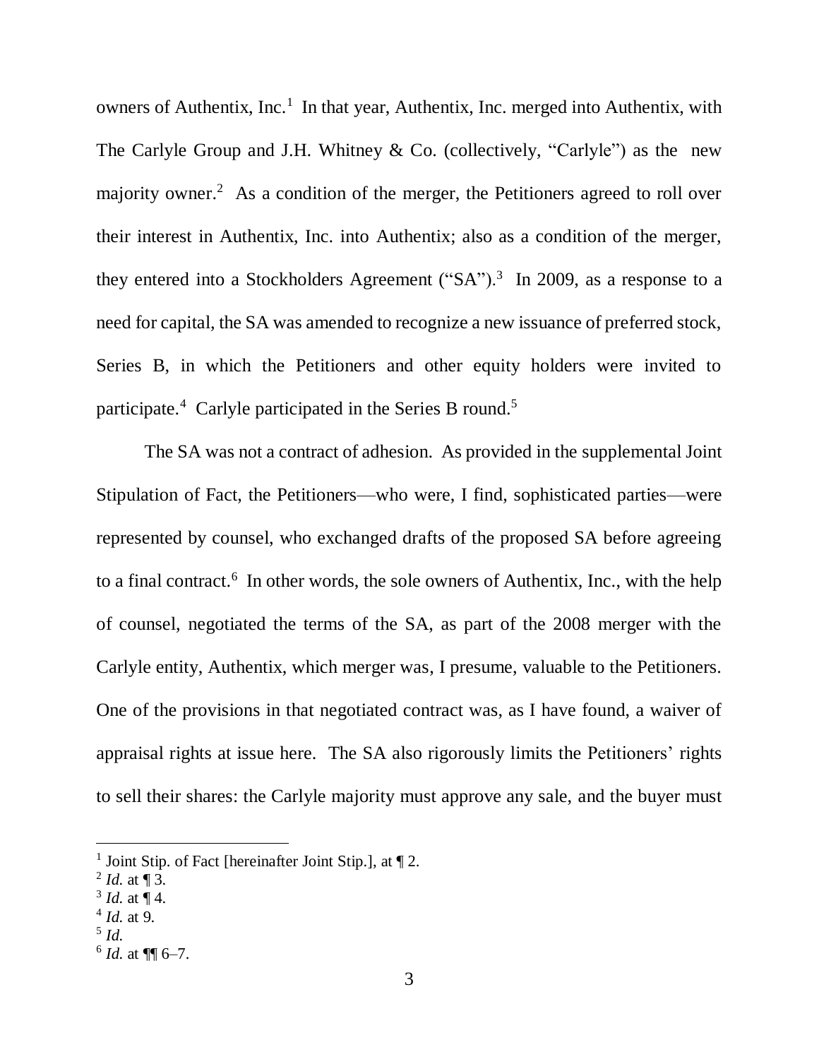owners of Authentix, Inc.[1] In that year, Authentix, Inc. merged into Authentix, with The Carlyle Group and J.H. Whitney & Co. (collectively, "Carlyle") as the new majority owner.[2] As a condition of the merger, the Petitioners agreed to roll over their interest in Authentix, Inc. into Authentix; also as a condition of the merger, they entered into a Stockholders Agreement ("SA").[3] In 2009, as a response to a need for capital, the SA was amended to recognize a new issuance of preferred stock, Series B, in which the Petitioners and other equity holders were invited to participate.[4] Carlyle participated in the Series B round.[5]

The SA was not a contract of adhesion. As provided in the supplemental Joint Stipulation of Fact, the Petitioners—who were, I find, sophisticated parties—were represented by counsel, who exchanged drafts of the proposed SA before agreeing to a final contract.[6] In other words, the sole owners of Authentix, Inc., with the help of counsel, negotiated the terms of the SA, as part of the 2008 merger with the Carlyle entity, Authentix, which merger was, I presume, valuable to the Petitioners. One of the provisions in that negotiated contract was, as I have found, a waiver of appraisal rights at issue here. The SA also rigorously limits the Petitioners' rights to sell their shares: the Carlyle majority must approve any sale, and the buyer must

---

[1] Joint Stip. of Fact [hereinafter Joint Stip.], at ¶ 2.

[2] *Id.* at ¶ 3.

[3] *Id.* at ¶ 4.

[4] *Id.* at 9.

[5] *Id.*

[6] *Id.* at ¶¶ 6–7.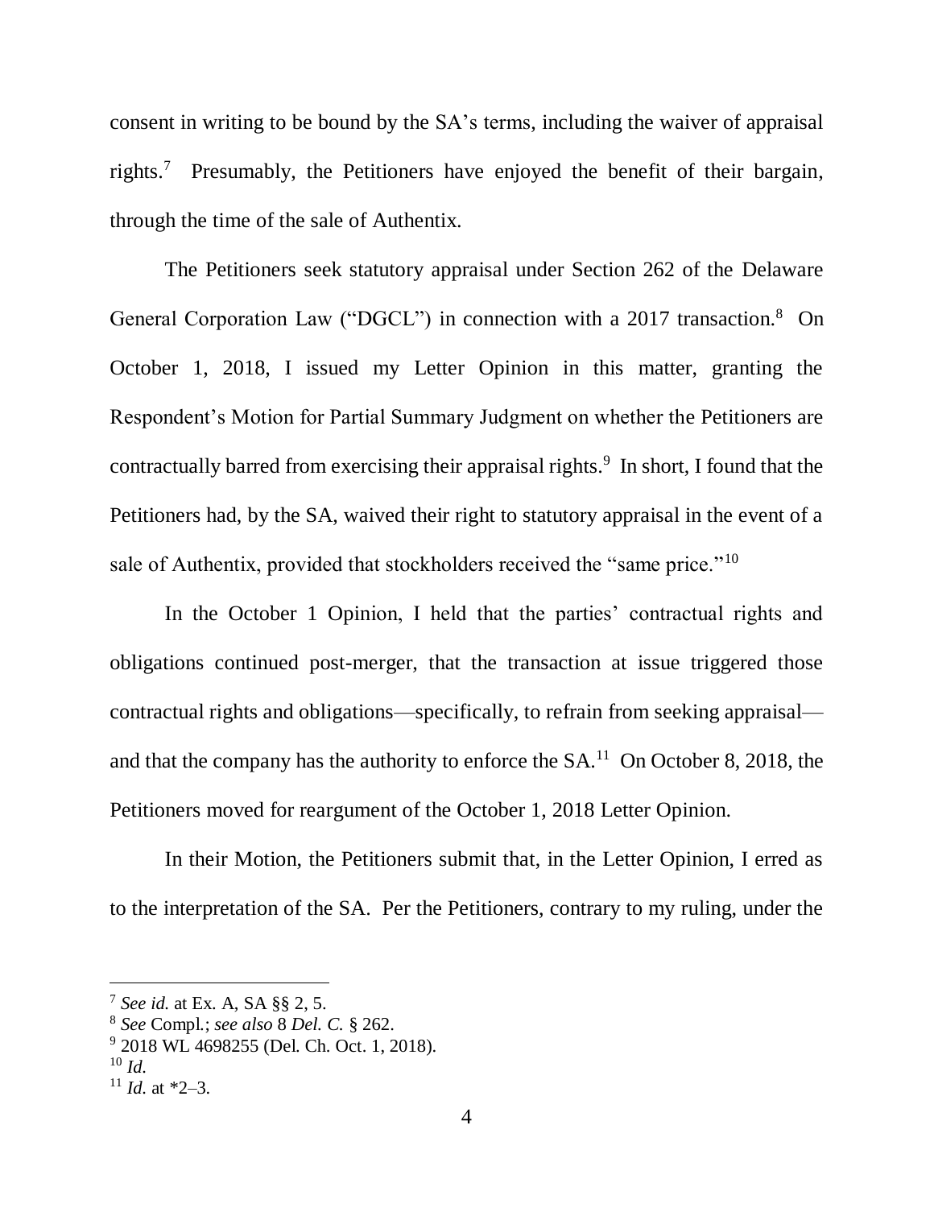consent in writing to be bound by the SA's terms, including the waiver of appraisal rights.[7] Presumably, the Petitioners have enjoyed the benefit of their bargain, through the time of the sale of Authentix.

The Petitioners seek statutory appraisal under Section 262 of the Delaware General Corporation Law ("DGCL") in connection with a 2017 transaction.[8] On October 1, 2018, I issued my Letter Opinion in this matter, granting the Respondent's Motion for Partial Summary Judgment on whether the Petitioners are contractually barred from exercising their appraisal rights.[9] In short, I found that the Petitioners had, by the SA, waived their right to statutory appraisal in the event of a sale of Authentix, provided that stockholders received the "same price."[10]

In the October 1 Opinion, I held that the parties' contractual rights and obligations continued post-merger, that the transaction at issue triggered those contractual rights and obligations—specifically, to refrain from seeking appraisal—and that the company has the authority to enforce the SA.[11] On October 8, 2018, the Petitioners moved for reargument of the October 1, 2018 Letter Opinion.

In their Motion, the Petitioners submit that, in the Letter Opinion, I erred as to the interpretation of the SA. Per the Petitioners, contrary to my ruling, under the

---

[7] *See id.* at Ex. A, SA §§ 2, 5.

[8] *See* Compl.; *see also* 8 *Del. C.* § 262.

[9] 2018 WL 4698255 (Del. Ch. Oct. 1, 2018).

[10] *Id.*

[11] *Id.* at *2–3.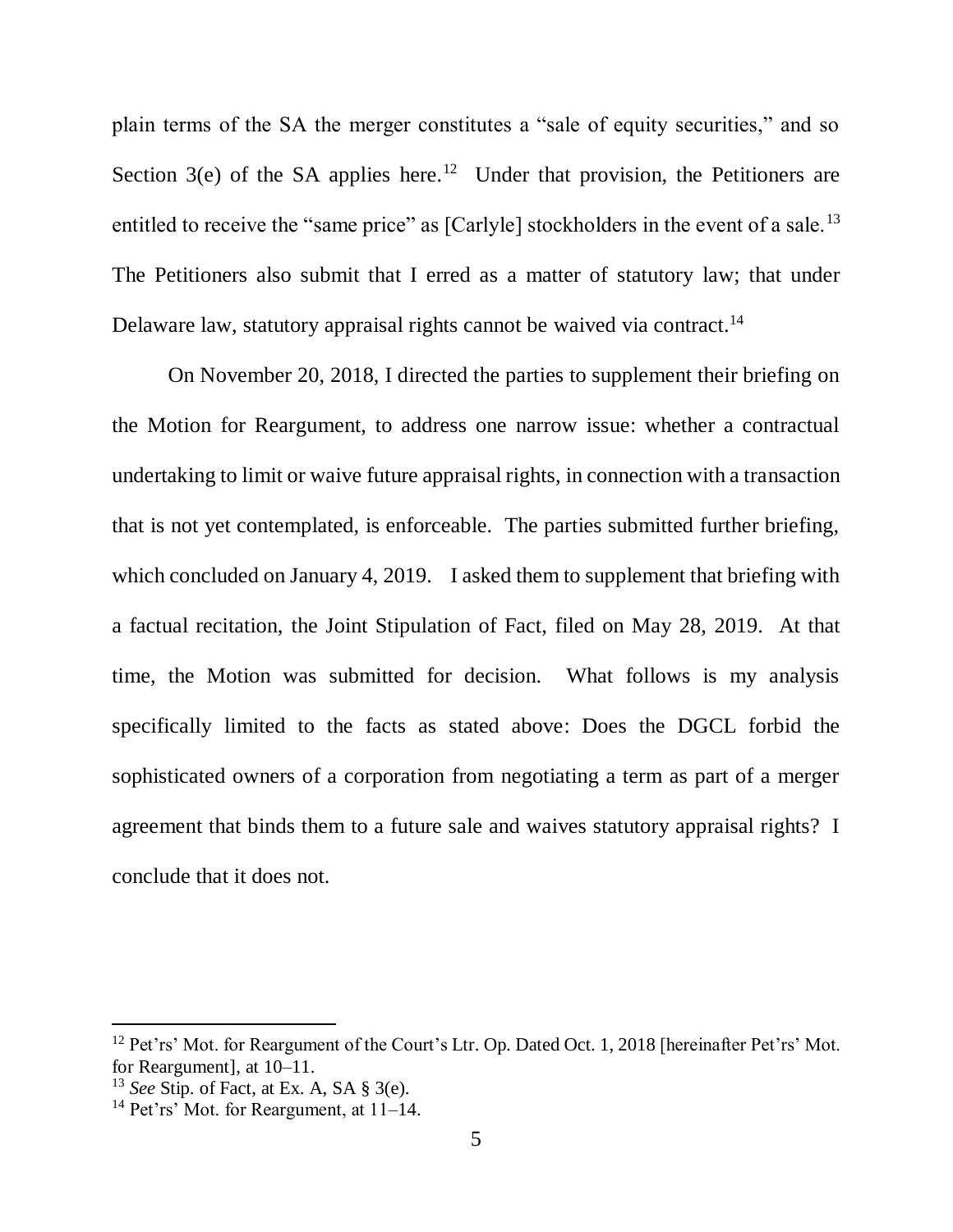plain terms of the SA the merger constitutes a "sale of equity securities," and so Section 3(e) of the SA applies here.[12] Under that provision, the Petitioners are entitled to receive the "same price" as [Carlyle] stockholders in the event of a sale.[13] The Petitioners also submit that I erred as a matter of statutory law; that under Delaware law, statutory appraisal rights cannot be waived via contract.[14]

On November 20, 2018, I directed the parties to supplement their briefing on the Motion for Reargument, to address one narrow issue: whether a contractual undertaking to limit or waive future appraisal rights, in connection with a transaction that is not yet contemplated, is enforceable. The parties submitted further briefing, which concluded on January 4, 2019. I asked them to supplement that briefing with a factual recitation, the Joint Stipulation of Fact, filed on May 28, 2019. At that time, the Motion was submitted for decision. What follows is my analysis specifically limited to the facts as stated above: Does the DGCL forbid the sophisticated owners of a corporation from negotiating a term as part of a merger agreement that binds them to a future sale and waives statutory appraisal rights? I conclude that it does not.

---

[12] Pet'rs' Mot. for Reargument of the Court's Ltr. Op. Dated Oct. 1, 2018 [hereinafter Pet'rs' Mot. for Reargument], at 10–11.

[13] *See* Stip. of Fact, at Ex. A, SA § 3(e).

[14] Pet'rs' Mot. for Reargument, at 11–14.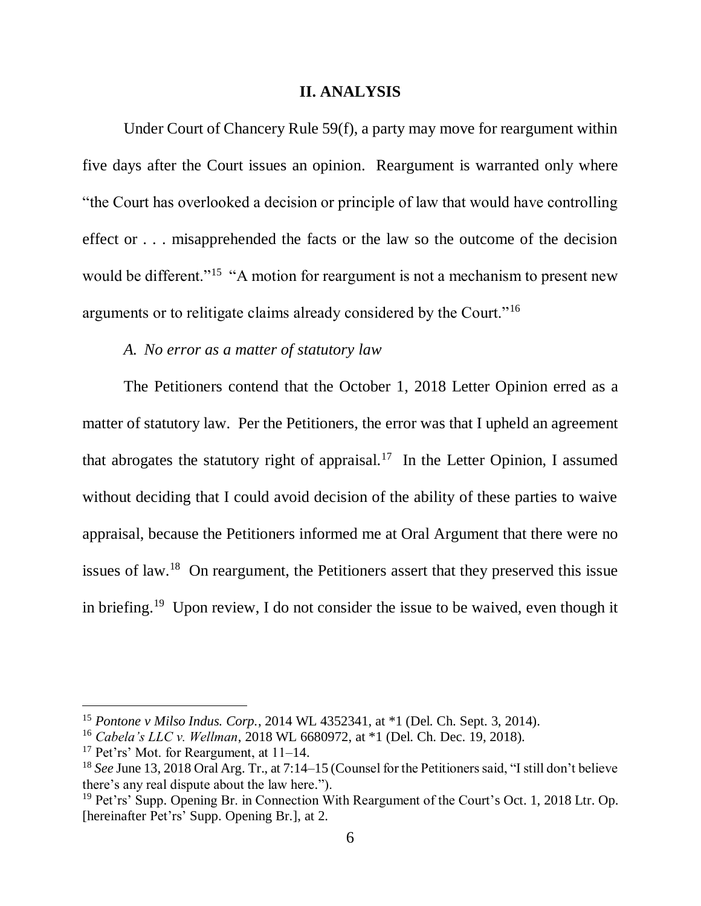## II. ANALYSIS

Under Court of Chancery Rule 59(f), a party may move for reargument within five days after the Court issues an opinion. Reargument is warranted only where "the Court has overlooked a decision or principle of law that would have controlling effect or . . . misapprehended the facts or the law so the outcome of the decision would be different."[15] "A motion for reargument is not a mechanism to present new arguments or to relitigate claims already considered by the Court."[16]

### *A. No error as a matter of statutory law*

The Petitioners contend that the October 1, 2018 Letter Opinion erred as a matter of statutory law. Per the Petitioners, the error was that I upheld an agreement that abrogates the statutory right of appraisal.[17] In the Letter Opinion, I assumed without deciding that I could avoid decision of the ability of these parties to waive appraisal, because the Petitioners informed me at Oral Argument that there were no issues of law.[18] On reargument, the Petitioners assert that they preserved this issue in briefing.[19] Upon review, I do not consider the issue to be waived, even though it

---

[15] *Pontone v Milso Indus. Corp.*, 2014 WL 4352341, at *1 (Del. Ch. Sept. 3, 2014).

[16] *Cabela's LLC v. Wellman*, 2018 WL 6680972, at *1 (Del. Ch. Dec. 19, 2018).

[17] Pet'rs' Mot. for Reargument, at 11–14.

[18] *See* June 13, 2018 Oral Arg. Tr., at 7:14–15 (Counsel for the Petitioners said, "I still don't believe there's any real dispute about the law here.").

[19] Pet'rs' Supp. Opening Br. in Connection With Reargument of the Court's Oct. 1, 2018 Ltr. Op. [hereinafter Pet'rs' Supp. Opening Br.], at 2.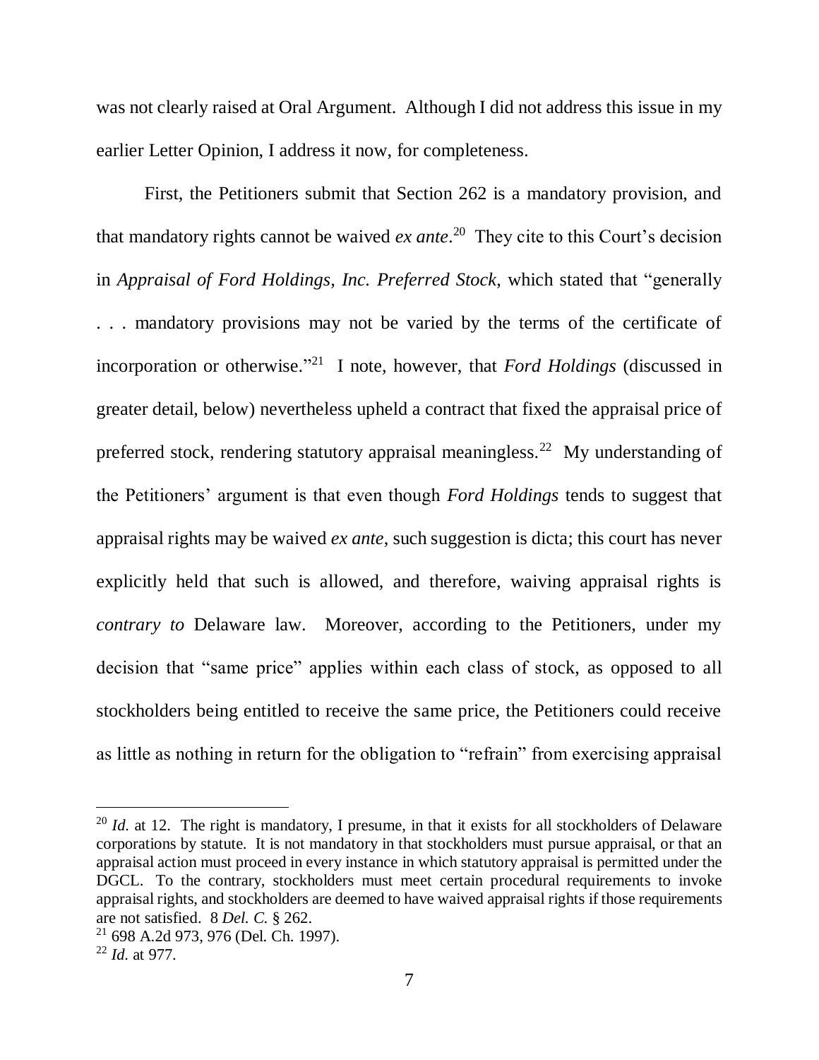was not clearly raised at Oral Argument. Although I did not address this issue in my earlier Letter Opinion, I address it now, for completeness.

First, the Petitioners submit that Section 262 is a mandatory provision, and that mandatory rights cannot be waived *ex ante*.[20] They cite to this Court's decision in *Appraisal of Ford Holdings, Inc. Preferred Stock*, which stated that "generally . . . mandatory provisions may not be varied by the terms of the certificate of incorporation or otherwise."[21] I note, however, that *Ford Holdings* (discussed in greater detail, below) nevertheless upheld a contract that fixed the appraisal price of preferred stock, rendering statutory appraisal meaningless.[22] My understanding of the Petitioners' argument is that even though *Ford Holdings* tends to suggest that appraisal rights may be waived *ex ante*, such suggestion is dicta; this court has never explicitly held that such is allowed, and therefore, waiving appraisal rights is *contrary to* Delaware law. Moreover, according to the Petitioners, under my decision that "same price" applies within each class of stock, as opposed to all stockholders being entitled to receive the same price, the Petitioners could receive as little as nothing in return for the obligation to "refrain" from exercising appraisal

---

[20] *Id.* at 12. The right is mandatory, I presume, in that it exists for all stockholders of Delaware corporations by statute. It is not mandatory in that stockholders must pursue appraisal, or that an appraisal action must proceed in every instance in which statutory appraisal is permitted under the DGCL. To the contrary, stockholders must meet certain procedural requirements to invoke appraisal rights, and stockholders are deemed to have waived appraisal rights if those requirements are not satisfied. 8 *Del. C.* § 262.

[21] 698 A.2d 973, 976 (Del. Ch. 1997).

[22] *Id.* at 977.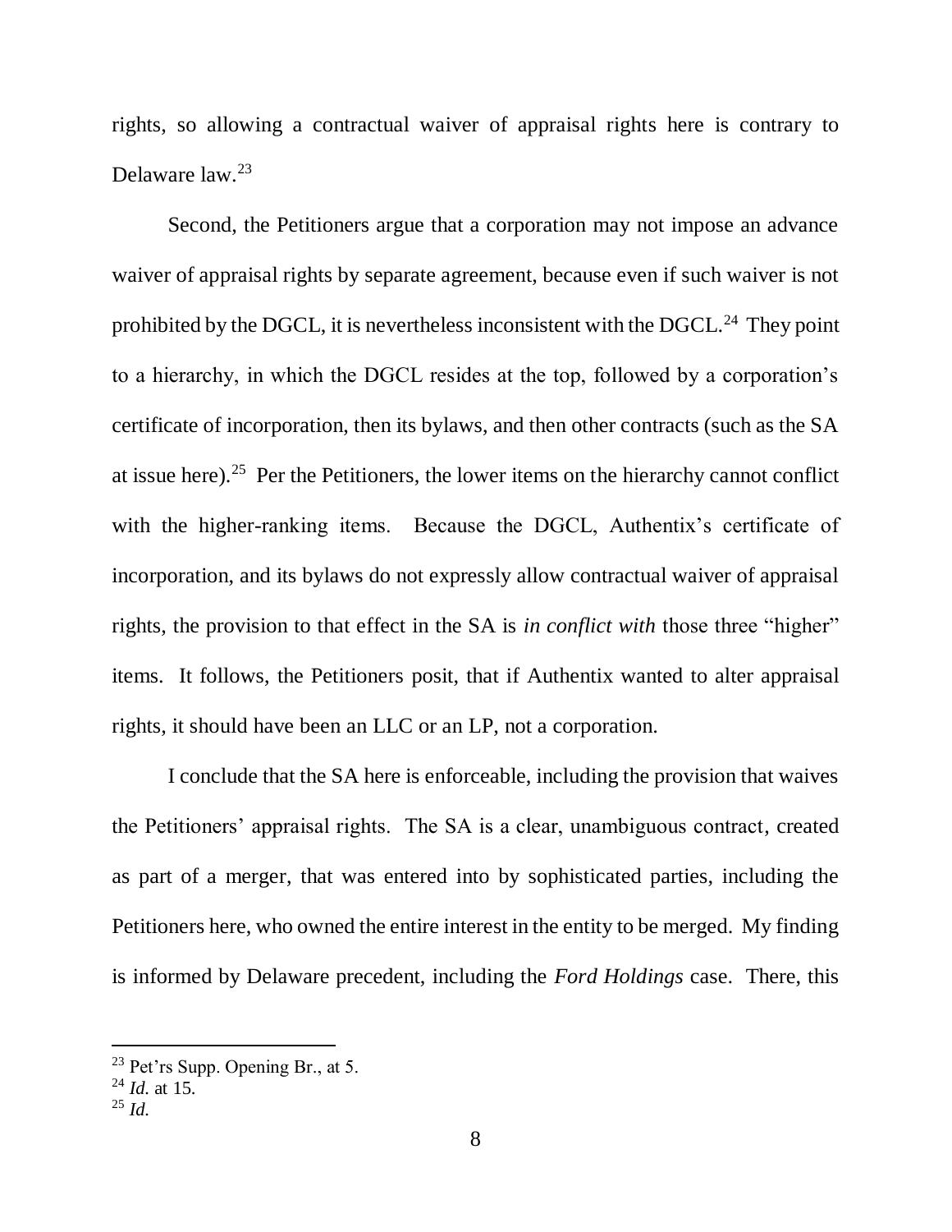rights, so allowing a contractual waiver of appraisal rights here is contrary to Delaware law.[23]

Second, the Petitioners argue that a corporation may not impose an advance waiver of appraisal rights by separate agreement, because even if such waiver is not prohibited by the DGCL, it is nevertheless inconsistent with the DGCL.[24] They point to a hierarchy, in which the DGCL resides at the top, followed by a corporation's certificate of incorporation, then its bylaws, and then other contracts (such as the SA at issue here).[25] Per the Petitioners, the lower items on the hierarchy cannot conflict with the higher-ranking items. Because the DGCL, Authentix's certificate of incorporation, and its bylaws do not expressly allow contractual waiver of appraisal rights, the provision to that effect in the SA is *in conflict with* those three "higher" items. It follows, the Petitioners posit, that if Authentix wanted to alter appraisal rights, it should have been an LLC or an LP, not a corporation.

I conclude that the SA here is enforceable, including the provision that waives the Petitioners' appraisal rights. The SA is a clear, unambiguous contract, created as part of a merger, that was entered into by sophisticated parties, including the Petitioners here, who owned the entire interest in the entity to be merged. My finding is informed by Delaware precedent, including the *Ford Holdings* case. There, this

---

[23] Pet'rs Supp. Opening Br., at 5.

[24] *Id.* at 15.

[25] *Id.*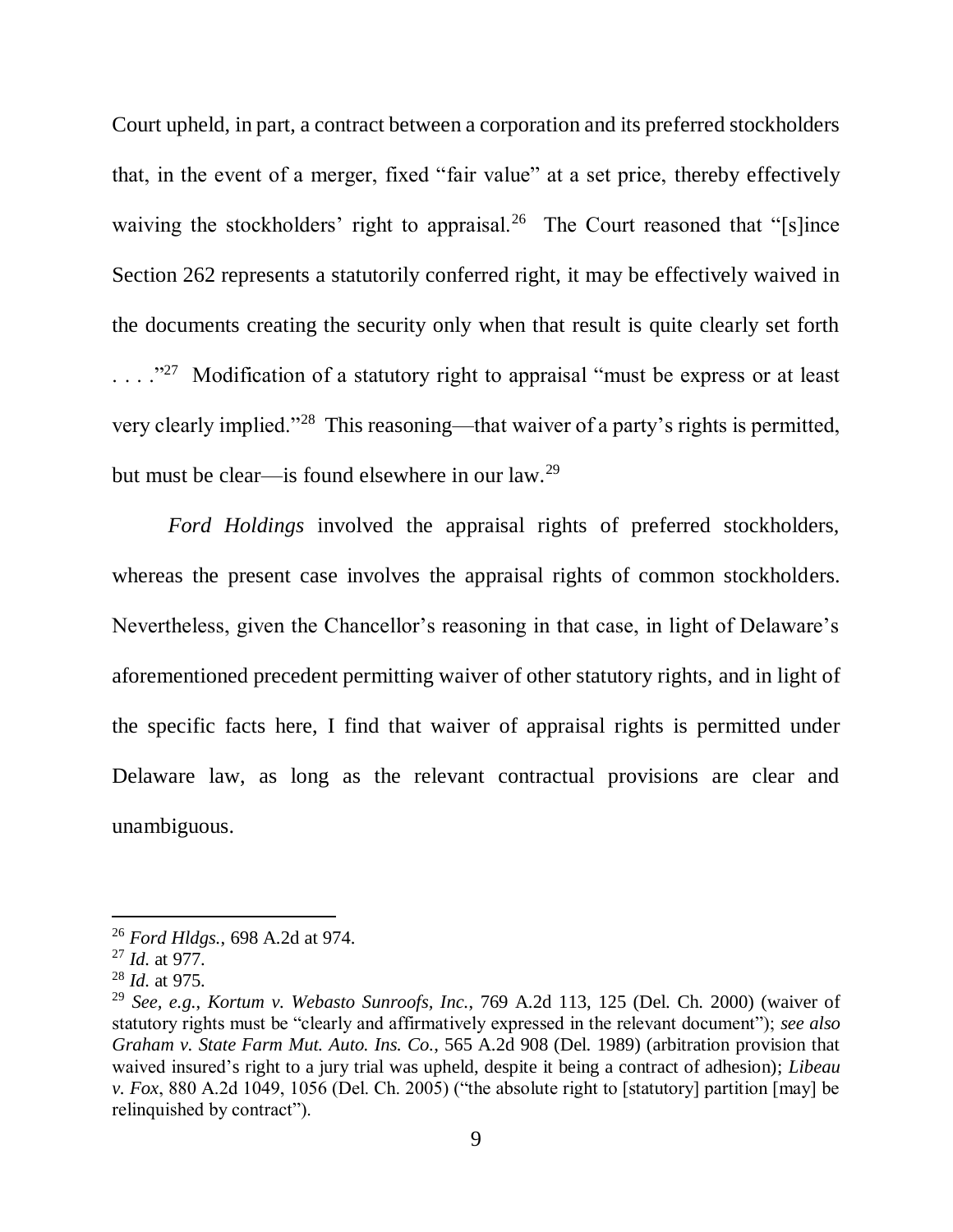Court upheld, in part, a contract between a corporation and its preferred stockholders that, in the event of a merger, fixed "fair value" at a set price, thereby effectively waiving the stockholders' right to appraisal.[26] The Court reasoned that "[s]ince Section 262 represents a statutorily conferred right, it may be effectively waived in the documents creating the security only when that result is quite clearly set forth . . . ."[27] Modification of a statutory right to appraisal "must be express or at least very clearly implied."[28] This reasoning—that waiver of a party's rights is permitted, but must be clear—is found elsewhere in our law.[29]

*Ford Holdings* involved the appraisal rights of preferred stockholders, whereas the present case involves the appraisal rights of common stockholders. Nevertheless, given the Chancellor's reasoning in that case, in light of Delaware's aforementioned precedent permitting waiver of other statutory rights, and in light of the specific facts here, I find that waiver of appraisal rights is permitted under Delaware law, as long as the relevant contractual provisions are clear and unambiguous.

---

[26] *Ford Hldgs.*, 698 A.2d at 974.

[27] *Id.* at 977.

[28] *Id.* at 975.

[29] *See, e.g.*, *Kortum v. Webasto Sunroofs, Inc.*, 769 A.2d 113, 125 (Del. Ch. 2000) (waiver of statutory rights must be "clearly and affirmatively expressed in the relevant document"); *see also Graham v. State Farm Mut. Auto. Ins. Co.*, 565 A.2d 908 (Del. 1989) (arbitration provision that waived insured's right to a jury trial was upheld, despite it being a contract of adhesion); *Libeau v. Fox*, 880 A.2d 1049, 1056 (Del. Ch. 2005) ("the absolute right to [statutory] partition [may] be relinquished by contract").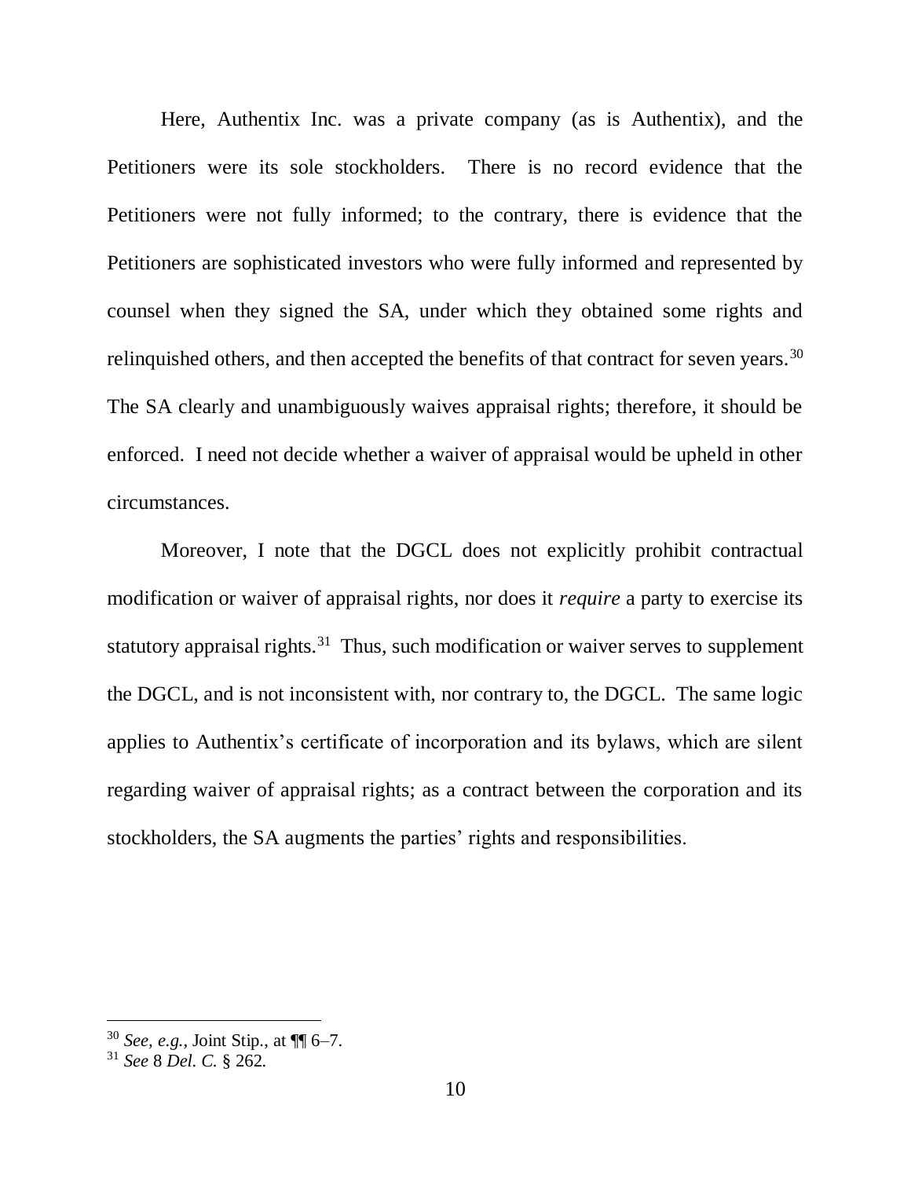Here, Authentix Inc. was a private company (as is Authentix), and the Petitioners were its sole stockholders. There is no record evidence that the Petitioners were not fully informed; to the contrary, there is evidence that the Petitioners are sophisticated investors who were fully informed and represented by counsel when they signed the SA, under which they obtained some rights and relinquished others, and then accepted the benefits of that contract for seven years.[30] The SA clearly and unambiguously waives appraisal rights; therefore, it should be enforced. I need not decide whether a waiver of appraisal would be upheld in other circumstances.

Moreover, I note that the DGCL does not explicitly prohibit contractual modification or waiver of appraisal rights, nor does it *require* a party to exercise its statutory appraisal rights.[31] Thus, such modification or waiver serves to supplement the DGCL, and is not inconsistent with, nor contrary to, the DGCL. The same logic applies to Authentix's certificate of incorporation and its bylaws, which are silent regarding waiver of appraisal rights; as a contract between the corporation and its stockholders, the SA augments the parties' rights and responsibilities.

---

[30] *See, e.g.*, Joint Stip., at ¶¶ 6–7.

[31] *See* 8 *Del. C.* § 262.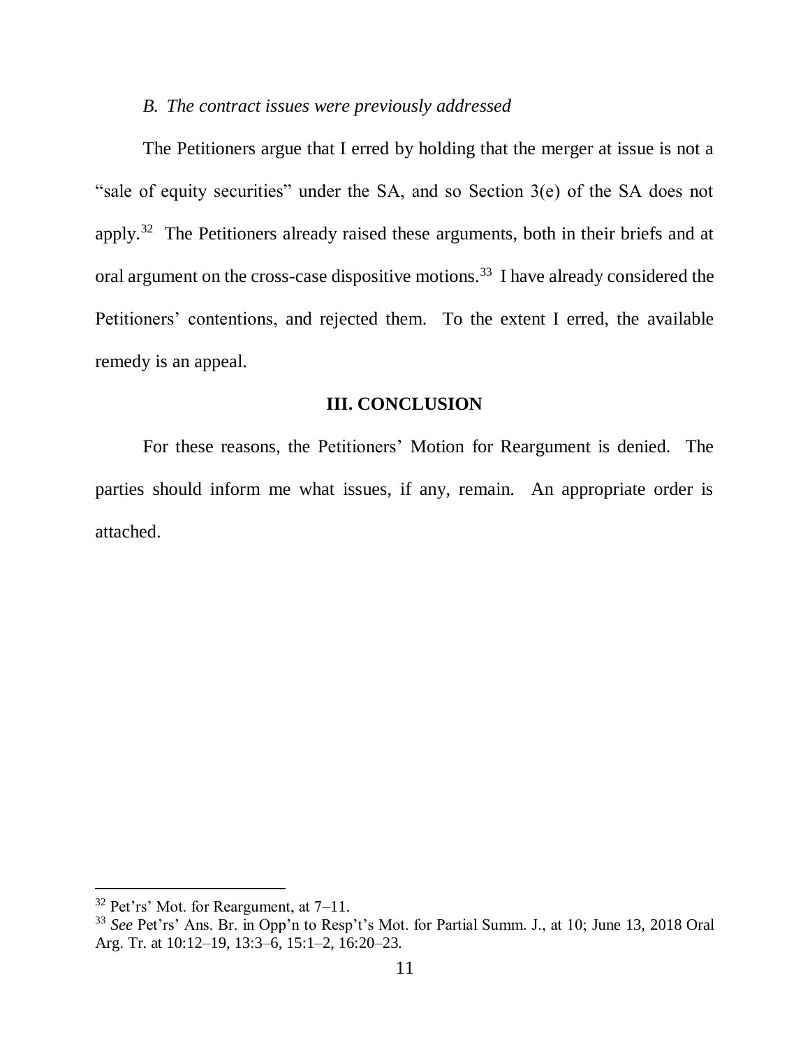*B. The contract issues were previously addressed*

The Petitioners argue that I erred by holding that the merger at issue is not a "sale of equity securities" under the SA, and so Section 3(e) of the SA does not apply.[32] The Petitioners already raised these arguments, both in their briefs and at oral argument on the cross-case dispositive motions.[33] I have already considered the Petitioners' contentions, and rejected them. To the extent I erred, the available remedy is an appeal.

## III. CONCLUSION

For these reasons, the Petitioners' Motion for Reargument is denied. The parties should inform me what issues, if any, remain. An appropriate order is attached.

---

[32] Pet'rs' Mot. for Reargument, at 7–11.

[33] *See* Pet'rs' Ans. Br. in Opp'n to Resp't's Mot. for Partial Summ. J., at 10; June 13, 2018 Oral Arg. Tr. at 10:12–19, 13:3–6, 15:1–2, 16:20–23.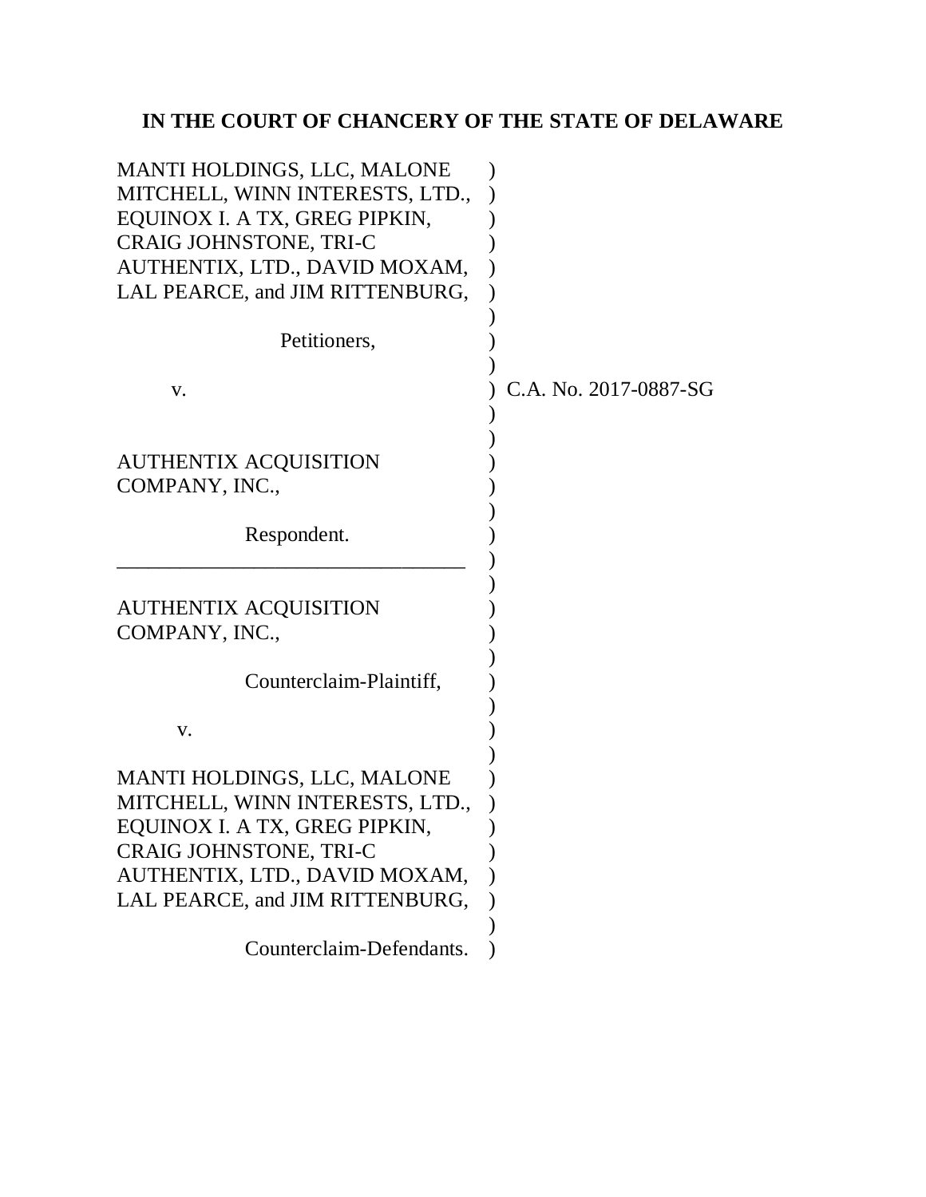**IN THE COURT OF CHANCERY OF THE STATE OF DELAWARE**

MANTI HOLDINGS, LLC, MALONE MITCHELL, WINN INTERESTS, LTD., EQUINOX I. A TX, GREG PIPKIN, CRAIG JOHNSTONE, TRI-C AUTHENTIX, LTD., DAVID MOXAM, LAL PEARCE, and JIM RITTENBURG,

Petitioners,

v.

AUTHENTIX ACQUISITION COMPANY, INC.,

Respondent.

C.A. No. 2017-0887-SG

---

AUTHENTIX ACQUISITION COMPANY, INC.,

Counterclaim-Plaintiff,

v.

MANTI HOLDINGS, LLC, MALONE MITCHELL, WINN INTERESTS, LTD., EQUINOX I. A TX, GREG PIPKIN, CRAIG JOHNSTONE, TRI-C AUTHENTIX, LTD., DAVID MOXAM, LAL PEARCE, and JIM RITTENBURG,

Counterclaim-Defendants.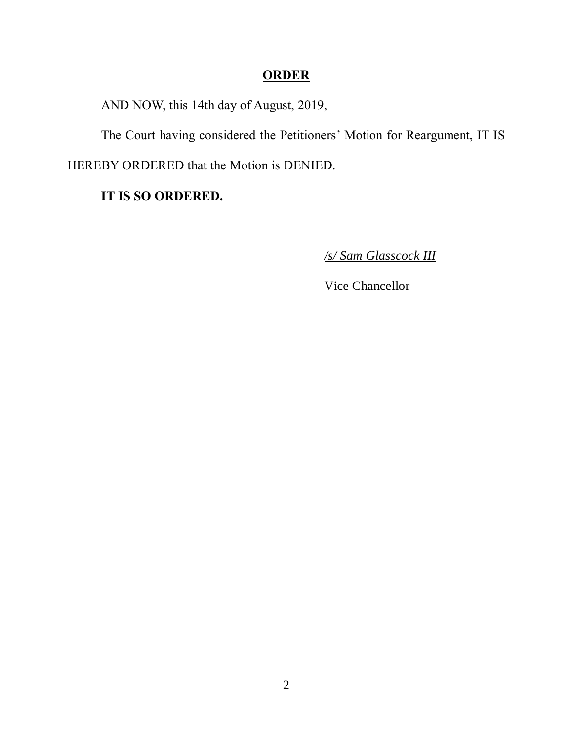## ORDER

AND NOW, this 14th day of August, 2019,

The Court having considered the Petitioners' Motion for Reargument, IT IS HEREBY ORDERED that the Motion is DENIED.

**IT IS SO ORDERED.**

*/s/ Sam Glasscock III*

Vice Chancellor